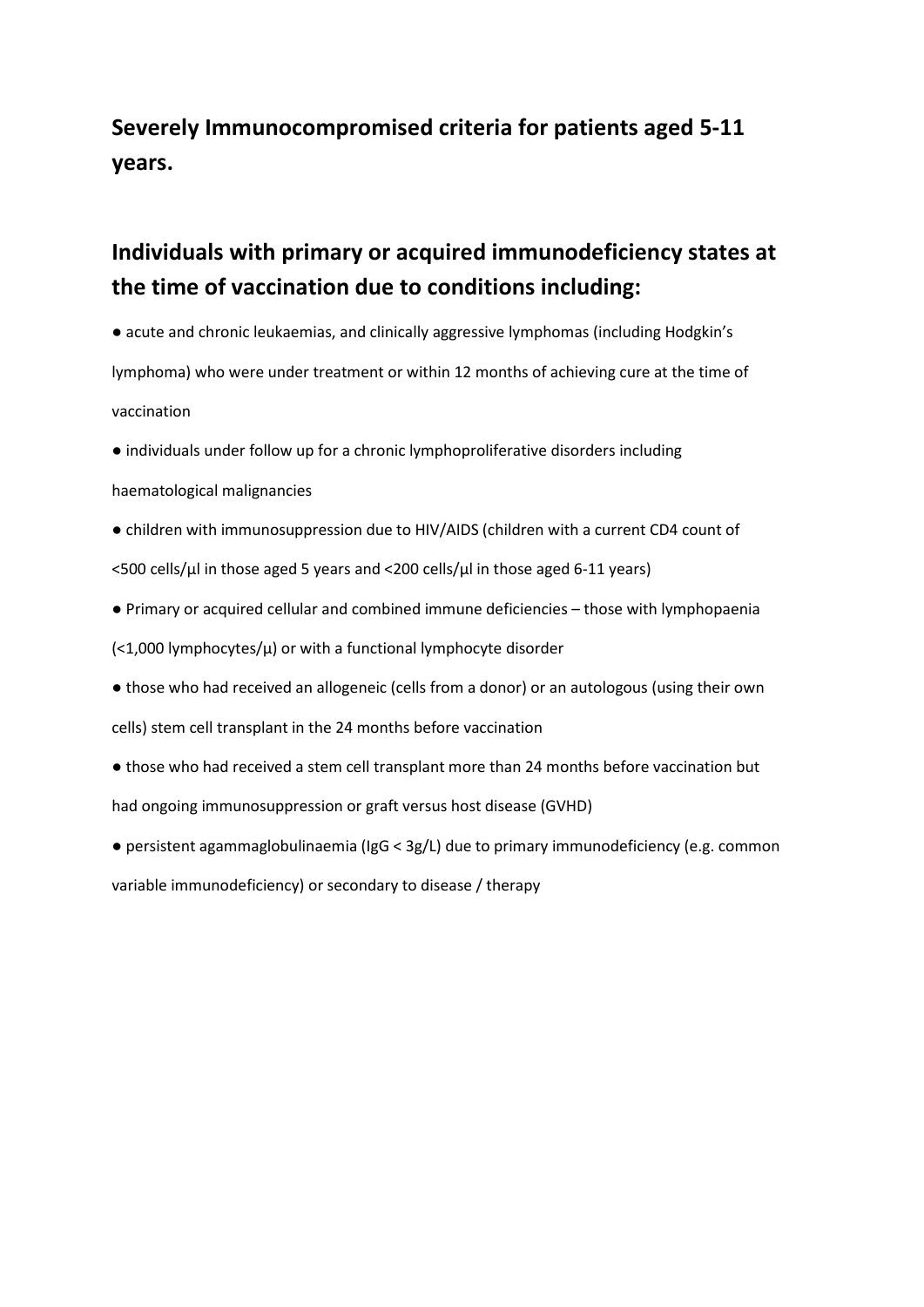## Severely Immunocompromised criteria for patients aged 5-11 years.

## Individuals with primary or acquired immunodeficiency states at the time of vaccination due to conditions including:

- acute and chronic leukaemias, and clinically aggressive lymphomas (including Hodgkin's lymphoma) who were under treatment or within 12 months of achieving cure at the time of vaccination
- individuals under follow up for a chronic lymphoproliferative disorders including haematological malignancies
- children with immunosuppression due to HIV/AIDS (children with a current CD4 count of <500 cells/µl in those aged 5 years and <200 cells/µl in those aged 6-11 years)
- Primary or acquired cellular and combined immune deficiencies – those with lymphopaenia (<1,000 lymphocytes/µ) or with a functional lymphocyte disorder
- those who had received an allogeneic (cells from a donor) or an autologous (using their own cells) stem cell transplant in the 24 months before vaccination
- those who had received a stem cell transplant more than 24 months before vaccination but had ongoing immunosuppression or graft versus host disease (GVHD)
- persistent agammaglobulinaemia (IgG < 3g/L) due to primary immunodeficiency (e.g. common variable immunodeficiency) or secondary to disease / therapy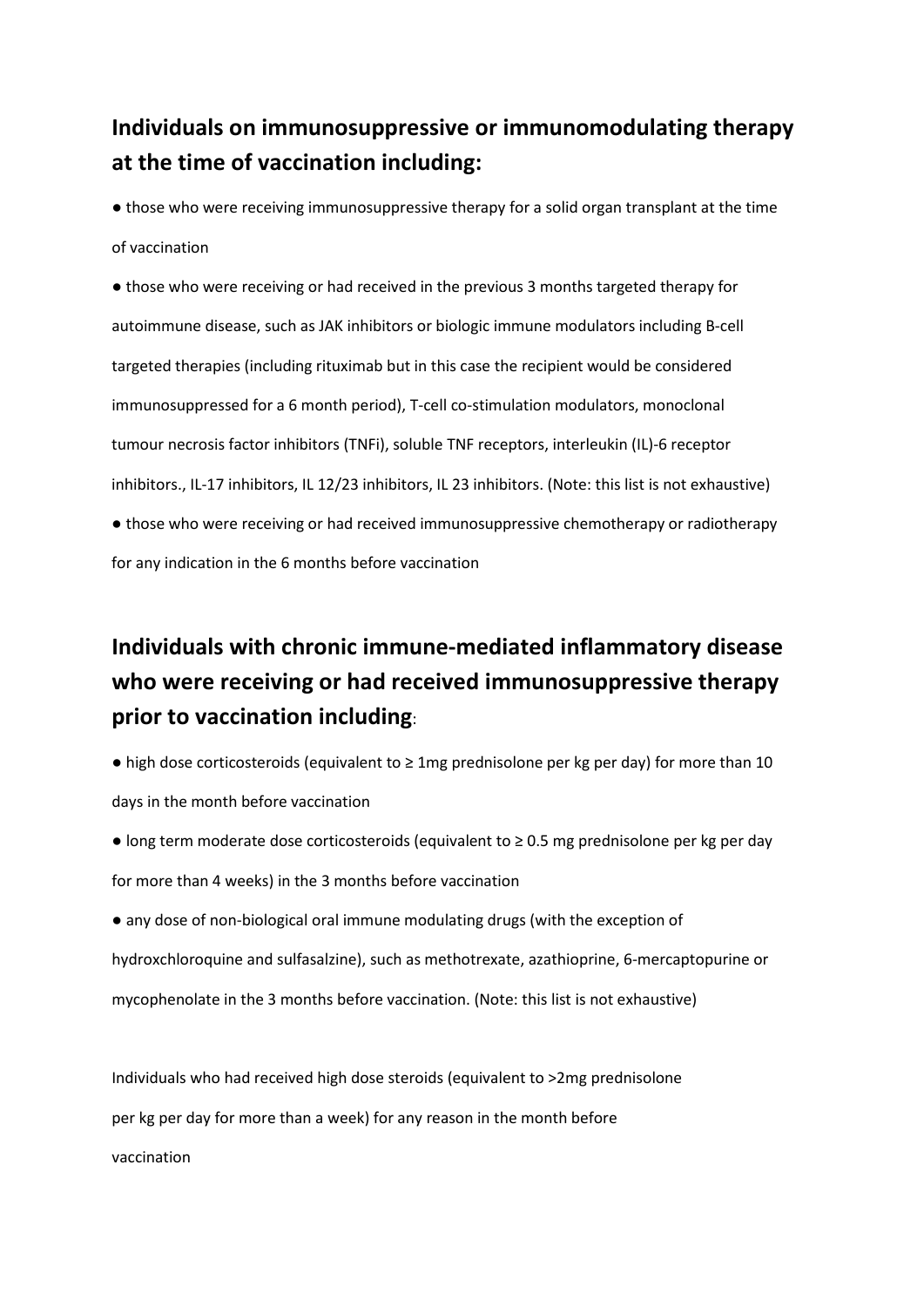## Individuals on immunosuppressive or immunomodulating therapy at the time of vaccination including:

- those who were receiving immunosuppressive therapy for a solid organ transplant at the time of vaccination
- those who were receiving or had received in the previous 3 months targeted therapy for autoimmune disease, such as JAK inhibitors or biologic immune modulators including B-cell targeted therapies (including rituximab but in this case the recipient would be considered immunosuppressed for a 6 month period), T-cell co-stimulation modulators, monoclonal tumour necrosis factor inhibitors (TNFi), soluble TNF receptors, interleukin (IL)-6 receptor inhibitors., IL-17 inhibitors, IL 12/23 inhibitors, IL 23 inhibitors. (Note: this list is not exhaustive)
- those who were receiving or had received immunosuppressive chemotherapy or radiotherapy for any indication in the 6 months before vaccination

## Individuals with chronic immune-mediated inflammatory disease who were receiving or had received immunosuppressive therapy prior to vaccination including:

- high dose corticosteroids (equivalent to ≥ 1mg prednisolone per kg per day) for more than 10 days in the month before vaccination
- long term moderate dose corticosteroids (equivalent to ≥ 0.5 mg prednisolone per kg per day for more than 4 weeks) in the 3 months before vaccination
- any dose of non-biological oral immune modulating drugs (with the exception of hydroxchloroquine and sulfasalzine), such as methotrexate, azathioprine, 6-mercaptopurine or mycophenolate in the 3 months before vaccination. (Note: this list is not exhaustive)

Individuals who had received high dose steroids (equivalent to >2mg prednisolone per kg per day for more than a week) for any reason in the month before vaccination